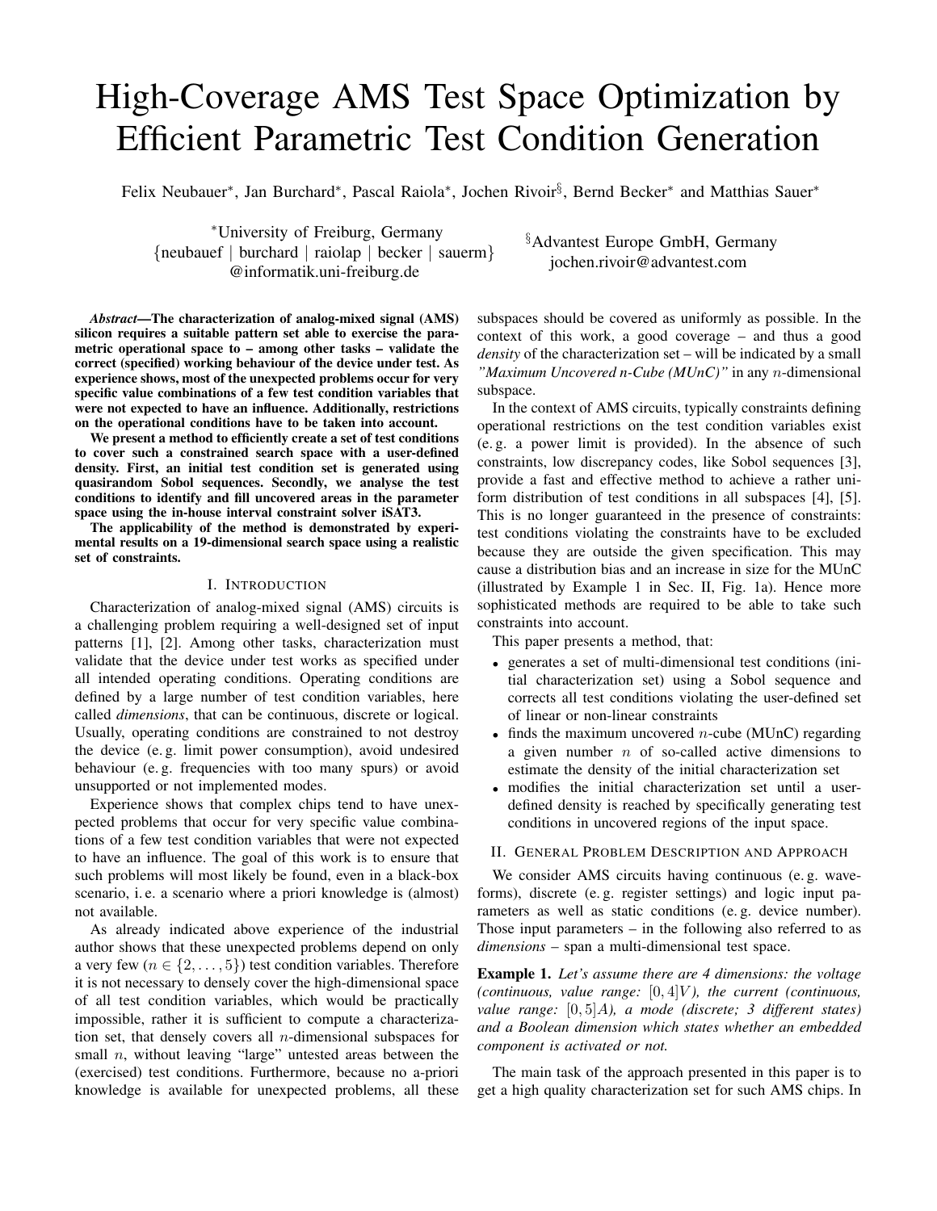# High-Coverage AMS Test Space Optimization by Efficient Parametric Test Condition Generation

Felix Neubauer*, Jan Burchard*, Pascal Raiola*, Jochen Rivoir§, Bernd Becker* and Matthias Sauer*

*University of Freiburg, Germany
{neubauef | burchard | raiolap | becker | sauerm}
@informatik.uni-freiburg.de

§Advantest Europe GmbH, Germany
jochen.rivoir@advantest.com

***Abstract*—The characterization of analog-mixed signal (AMS) silicon requires a suitable pattern set able to exercise the parametric operational space to – among other tasks – validate the correct (specified) working behaviour of the device under test. As experience shows, most of the unexpected problems occur for very specific value combinations of a few test condition variables that were not expected to have an influence. Additionally, restrictions on the operational conditions have to be taken into account.**

**We present a method to efficiently create a set of test conditions to cover such a constrained search space with a user-defined density. First, an initial test condition set is generated using quasirandom Sobol sequences. Secondly, we analyse the test conditions to identify and fill uncovered areas in the parameter space using the in-house interval constraint solver iSAT3.**

**The applicability of the method is demonstrated by experimental results on a 19-dimensional search space using a realistic set of constraints.**

## I. Introduction

Characterization of analog-mixed signal (AMS) circuits is a challenging problem requiring a well-designed set of input patterns [1], [2]. Among other tasks, characterization must validate that the device under test works as specified under all intended operating conditions. Operating conditions are defined by a large number of test condition variables, here called *dimensions*, that can be continuous, discrete or logical. Usually, operating conditions are constrained to not destroy the device (e. g. limit power consumption), avoid undesired behaviour (e. g. frequencies with too many spurs) or avoid unsupported or not implemented modes.

Experience shows that complex chips tend to have unexpected problems that occur for very specific value combinations of a few test condition variables that were not expected to have an influence. The goal of this work is to ensure that such problems will most likely be found, even in a black-box scenario, i. e. a scenario where a priori knowledge is (almost) not available.

As already indicated above experience of the industrial author shows that these unexpected problems depend on only a very few ($n \in \{2, \ldots, 5\}$) test condition variables. Therefore it is not necessary to densely cover the high-dimensional space of all test condition variables, which would be practically impossible, rather it is sufficient to compute a characterization set, that densely covers all $n$-dimensional subspaces for small $n$, without leaving "large" untested areas between the (exercised) test conditions. Furthermore, because no a-priori knowledge is available for unexpected problems, all these subspaces should be covered as uniformly as possible. In the context of this work, a good coverage – and thus a good *density* of the characterization set – will be indicated by a small *"Maximum Uncovered n-Cube (MUnC)"* in any $n$-dimensional subspace.

In the context of AMS circuits, typically constraints defining operational restrictions on the test condition variables exist (e. g. a power limit is provided). In the absence of such constraints, low discrepancy codes, like Sobol sequences [3], provide a fast and effective method to achieve a rather uniform distribution of test conditions in all subspaces [4], [5]. This is no longer guaranteed in the presence of constraints: test conditions violating the constraints have to be excluded because they are outside the given specification. This may cause a distribution bias and an increase in size for the MUnC (illustrated by Example 1 in Sec. II, Fig. 1a). Hence more sophisticated methods are required to be able to take such constraints into account.

This paper presents a method, that:

- generates a set of multi-dimensional test conditions (initial characterization set) using a Sobol sequence and corrects all test conditions violating the user-defined set of linear or non-linear constraints
- finds the maximum uncovered $n$-cube (MUnC) regarding a given number $n$ of so-called active dimensions to estimate the density of the initial characterization set
- modifies the initial characterization set until a user-defined density is reached by specifically generating test conditions in uncovered regions of the input space.

## II. General Problem Description and Approach

We consider AMS circuits having continuous (e. g. waveforms), discrete (e. g. register settings) and logic input parameters as well as static conditions (e. g. device number). Those input parameters – in the following also referred to as *dimensions* – span a multi-dimensional test space.

**Example 1.** *Let's assume there are 4 dimensions: the voltage (continuous, value range: $[0, 4]V$), the current (continuous, value range: $[0, 5]A$), a mode (discrete; 3 different states) and a Boolean dimension which states whether an embedded component is activated or not.*

The main task of the approach presented in this paper is to get a high quality characterization set for such AMS chips. In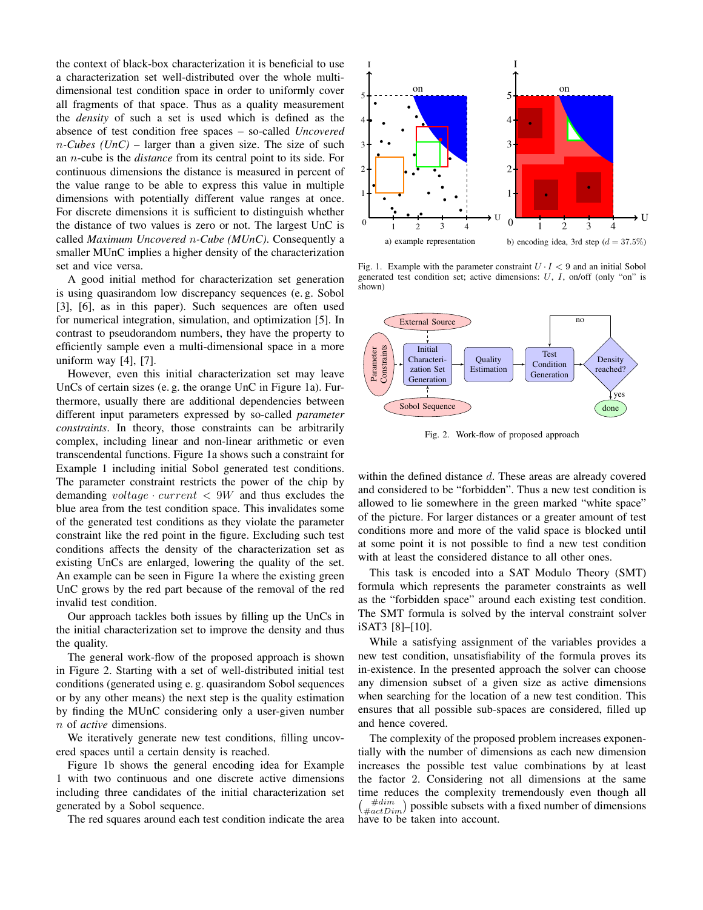the context of black-box characterization it is beneficial to use a characterization set well-distributed over the whole multi-dimensional test condition space in order to uniformly cover all fragments of that space. Thus as a quality measurement the *density* of such a set is used which is defined as the absence of test condition free spaces – so-called *Uncovered $n$-Cubes (UnC)* – larger than a given size. The size of such an $n$-cube is the *distance* from its central point to its side. For continuous dimensions the distance is measured in percent of the value range to be able to express this value in multiple dimensions with potentially different value ranges at once. For discrete dimensions it is sufficient to distinguish whether the distance of two values is zero or not. The largest UnC is called *Maximum Uncovered $n$-Cube (MUnC)*. Consequently a smaller MUnC implies a higher density of the characterization set and vice versa.

A good initial method for characterization set generation is using quasirandom low discrepancy sequences (e. g. Sobol [3], [6], as in this paper). Such sequences are often used for numerical integration, simulation, and optimization [5]. In contrast to pseudorandom numbers, they have the property to efficiently sample even a multi-dimensional space in a more uniform way [4], [7].

However, even this initial characterization set may leave UnCs of certain sizes (e. g. the orange UnC in Figure 1a). Furthermore, usually there are additional dependencies between different input parameters expressed by so-called *parameter constraints*. In theory, those constraints can be arbitrarily complex, including linear and non-linear arithmetic or even transcendental functions. Figure 1a shows such a constraint for Example 1 including initial Sobol generated test conditions. The parameter constraint restricts the power of the chip by demanding $voltage \cdot current < 9W$ and thus excludes the blue area from the test condition space. This invalidates some of the generated test conditions as they violate the parameter constraint like the red point in the figure. Excluding such test conditions affects the density of the characterization set as existing UnCs are enlarged, lowering the quality of the set. An example can be seen in Figure 1a where the existing green UnC grows by the red part because of the removal of the red invalid test condition.

Our approach tackles both issues by filling up the UnCs in the initial characterization set to improve the density and thus the quality.

The general work-flow of the proposed approach is shown in Figure 2. Starting with a set of well-distributed initial test conditions (generated using e. g. quasirandom Sobol sequences or by any other means) the next step is the quality estimation by finding the MUnC considering only a user-given number $n$ of *active* dimensions.

We iteratively generate new test conditions, filling uncovered spaces until a certain density is reached.

Figure 1b shows the general encoding idea for Example 1 with two continuous and one discrete active dimensions including three candidates of the initial characterization set generated by a Sobol sequence.

The red squares around each test condition indicate the area within the defined distance $d$. These areas are already covered and considered to be "forbidden". Thus a new test condition is allowed to lie somewhere in the green marked "white space" of the picture. For larger distances or a greater amount of test conditions more and more of the valid space is blocked until at some point it is not possible to find a new test condition with at least the considered distance to all other ones.

a) example representation b) encoding idea, 3rd step ($d = 37.5\%$)

Fig. 1. Example with the parameter constraint $U \cdot I < 9$ and an initial Sobol generated test condition set; active dimensions: $U$, $I$, on/off (only "on" is shown)

Fig. 2. Work-flow of proposed approach

This task is encoded into a SAT Modulo Theory (SMT) formula which represents the parameter constraints as well as the "forbidden space" around each existing test condition. The SMT formula is solved by the interval constraint solver iSAT3 [8]–[10].

While a satisfying assignment of the variables provides a new test condition, unsatisfiability of the formula proves its in-existence. In the presented approach the solver can choose any dimension subset of a given size as active dimensions when searching for the location of a new test condition. This ensures that all possible sub-spaces are considered, filled up and hence covered.

The complexity of the proposed problem increases exponentially with the number of dimensions as each new dimension increases the possible test value combinations by at least the factor 2. Considering not all dimensions at the same time reduces the complexity tremendously even though all $\binom{\#dim}{\#actDim}$ possible subsets with a fixed number of dimensions have to be taken into account.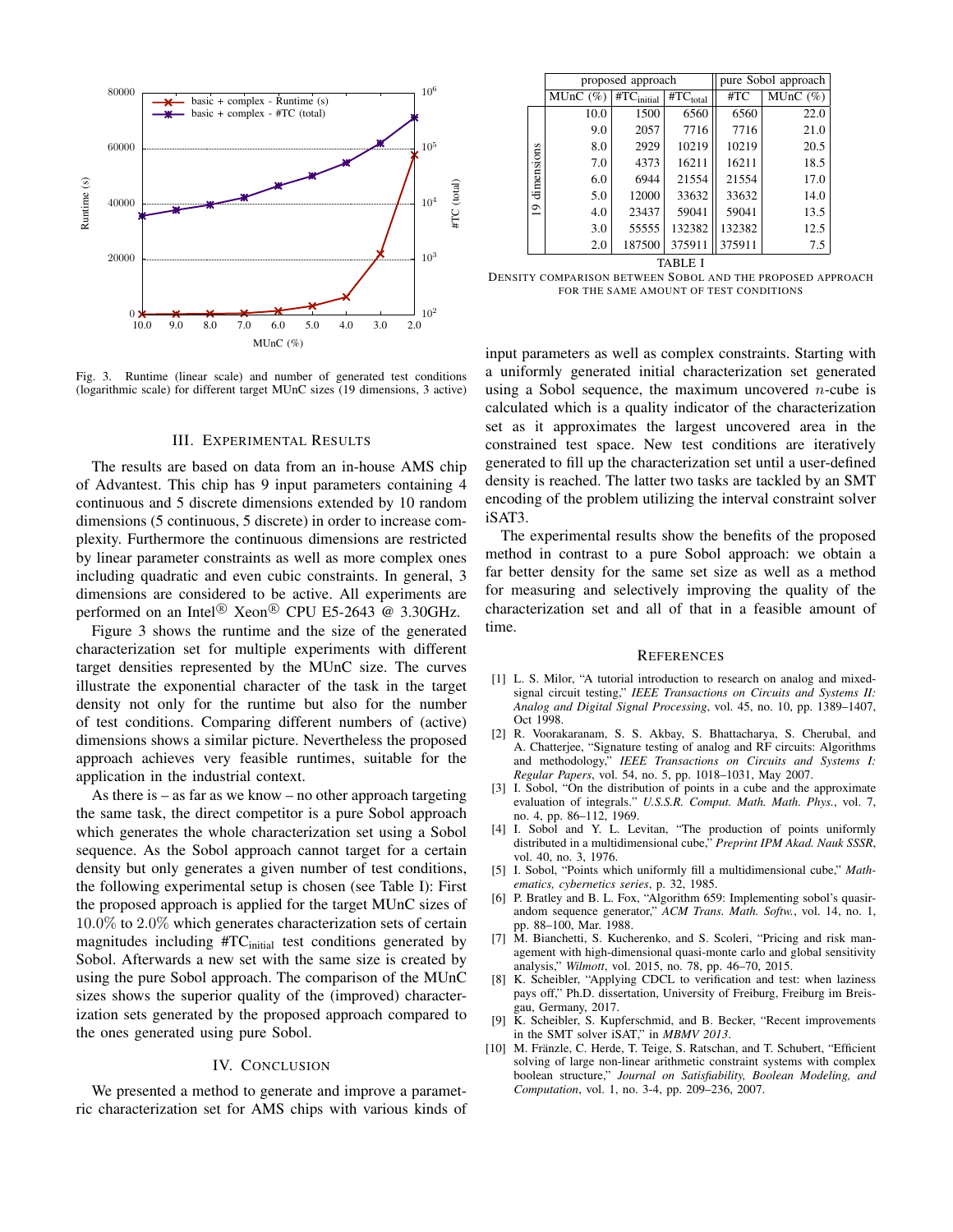80000
60000
40000
20000
0
Runtime (s)
10.0 9.0 8.0 7.0 6.0 5.0 4.0 3.0 2.0
MUnC (%)
$10^6$
$10^5$
$10^4$
$10^3$
$10^2$
#TC (total)
basic + complex - Runtime (s)
basic + complex - #TC (total)

Fig. 3. Runtime (linear scale) and number of generated test conditions (logarithmic scale) for different target MUnC sizes (19 dimensions, 3 active)

| | proposed approach | | | pure Sobol approach | |
|---|---|---|---|---|---|
| | MUnC (%) | $\#TC_{initial}$ | $\#TC_{total}$ | #TC | MUnC (%) |
| 19 dimensions | 10.0 | 1500 | 6560 | 6560 | 22.0 |
| | 9.0 | 2057 | 7716 | 7716 | 21.0 |
| | 8.0 | 2929 | 10219 | 10219 | 20.5 |
| | 7.0 | 4373 | 16211 | 16211 | 18.5 |
| | 6.0 | 6944 | 21554 | 21554 | 17.0 |
| | 5.0 | 12000 | 33632 | 33632 | 14.0 |
| | 4.0 | 23437 | 59041 | 59041 | 13.5 |
| | 3.0 | 55555 | 132382 | 132382 | 12.5 |
| | 2.0 | 187500 | 375911 | 375911 | 7.5 |

TABLE I
DENSITY COMPARISON BETWEEN SOBOL AND THE PROPOSED APPROACH FOR THE SAME AMOUNT OF TEST CONDITIONS

## III. Experimental Results

The results are based on data from an in-house AMS chip of Advantest. This chip has 9 input parameters containing 4 continuous and 5 discrete dimensions extended by 10 random dimensions (5 continuous, 5 discrete) in order to increase complexity. Furthermore the continuous dimensions are restricted by linear parameter constraints as well as more complex ones including quadratic and even cubic constraints. In general, 3 dimensions are considered to be active. All experiments are performed on an Intel® Xeon® CPU E5-2643 @ 3.30GHz.

Figure 3 shows the runtime and the size of the generated characterization set for multiple experiments with different target densities represented by the MUnC size. The curves illustrate the exponential character of the task in the target density not only for the runtime but also for the number of test conditions. Comparing different numbers of (active) dimensions shows a similar picture. Nevertheless the proposed approach achieves very feasible runtimes, suitable for the application in the industrial context.

As there is – as far as we know – no other approach targeting the same task, the direct competitor is a pure Sobol approach which generates the whole characterization set using a Sobol sequence. As the Sobol approach cannot target for a certain density but only generates a given number of test conditions, the following experimental setup is chosen (see Table I): First the proposed approach is applied for the target MUnC sizes of $10.0\%$ to $2.0\%$ which generates characterization sets of certain magnitudes including $\#TC_{initial}$ test conditions generated by Sobol. Afterwards a new set with the same size is created by using the pure Sobol approach. The comparison of the MUnC sizes shows the superior quality of the (improved) characterization sets generated by the proposed approach compared to the ones generated using pure Sobol.

## IV. Conclusion

We presented a method to generate and improve a parametric characterization set for AMS chips with various kinds of input parameters as well as complex constraints. Starting with a uniformly generated initial characterization set generated using a Sobol sequence, the maximum uncovered $n$-cube is calculated which is a quality indicator of the characterization set as it approximates the largest uncovered area in the constrained test space. New test conditions are iteratively generated to fill up the characterization set until a user-defined density is reached. The latter two tasks are tackled by an SMT encoding of the problem utilizing the interval constraint solver iSAT3.

The experimental results show the benefits of the proposed method in contrast to a pure Sobol approach: we obtain a far better density for the same set size as well as a method for measuring and selectively improving the quality of the characterization set and all of that in a feasible amount of time.

## References

[1] L. S. Milor, "A tutorial introduction to research on analog and mixed-signal circuit testing," *IEEE Transactions on Circuits and Systems II: Analog and Digital Signal Processing*, vol. 45, no. 10, pp. 1389–1407, Oct 1998.

[2] R. Voorakaranam, S. S. Akbay, S. Bhattacharya, S. Cherubal, and A. Chatterjee, "Signature testing of analog and RF circuits: Algorithms and methodology," *IEEE Transactions on Circuits and Systems I: Regular Papers*, vol. 54, no. 5, pp. 1018–1031, May 2007.

[3] I. Sobol, "On the distribution of points in a cube and the approximate evaluation of integrals." *U.S.S.R. Comput. Math. Math. Phys.*, vol. 7, no. 4, pp. 86–112, 1969.

[4] I. Sobol and Y. L. Levitan, "The production of points uniformly distributed in a multidimensional cube," *Preprint IPM Akad. Nauk SSSR*, vol. 40, no. 3, 1976.

[5] I. Sobol, "Points which uniformly fill a multidimensional cube," *Mathematics, cybernetics series*, p. 32, 1985.

[6] P. Bratley and B. L. Fox, "Algorithm 659: Implementing sobol's quasirandom sequence generator," *ACM Trans. Math. Softw.*, vol. 14, no. 1, pp. 88–100, Mar. 1988.

[7] M. Bianchetti, S. Kucherenko, and S. Scoleri, "Pricing and risk management with high-dimensional quasi-monte carlo and global sensitivity analysis," *Wilmott*, vol. 2015, no. 78, pp. 46–70, 2015.

[8] K. Scheibler, "Applying CDCL to verification and test: when laziness pays off," Ph.D. dissertation, University of Freiburg, Freiburg im Breisgau, Germany, 2017.

[9] K. Scheibler, S. Kupferschmid, and B. Becker, "Recent improvements in the SMT solver iSAT," in *MBMV 2013*.

[10] M. Fränzle, C. Herde, T. Teige, S. Ratschan, and T. Schubert, "Efficient solving of large non-linear arithmetic constraint systems with complex boolean structure," *Journal on Satisfiability, Boolean Modeling, and Computation*, vol. 1, no. 3-4, pp. 209–236, 2007.